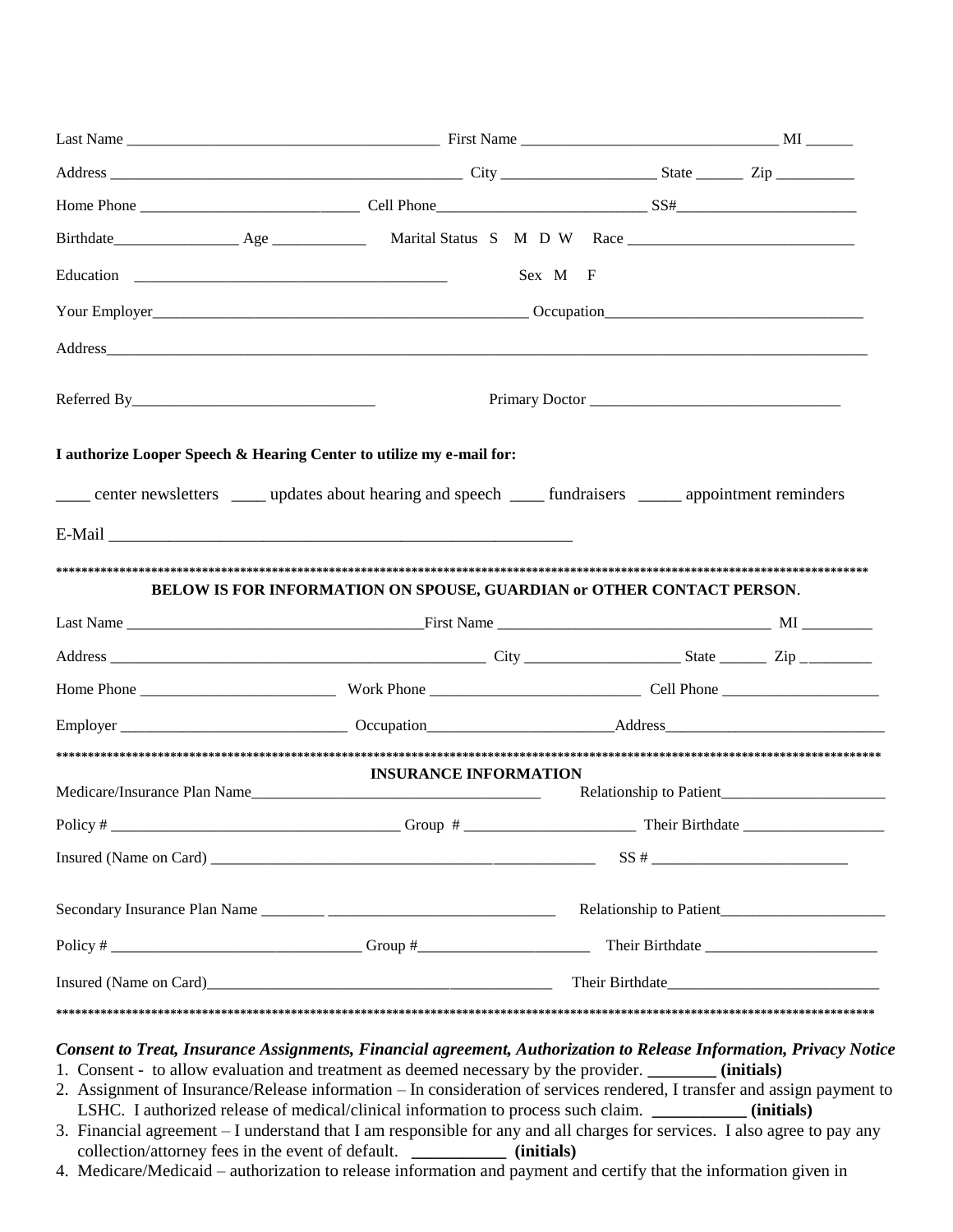Last Name ________________________________________ First Name _________________________________ MI ______

Address ______________________________________________ City ____________________ State ______ Zip __________

Home Phone ____________________________ Cell Phone___________________________ SS#________________________

Birthdate________________ Age ____________ Marital Status S M D W Race _____________________________

Education ________________________________________ Sex M F

Your Employer__________________________________________________ Occupation_________________________________

Address____________________________________________________________________________________________________

Referred By________________________________ Primary Doctor ________________________________

**I authorize Looper Speech & Hearing Center to utilize my e-mail for:**

____ center newsletters ____ updates about hearing and speech ____ fundraisers _____ appointment reminders

E-Mail __________________________________________________________

*******************************************************************************************************************************

**BELOW IS FOR INFORMATION ON SPOUSE, GUARDIAN or OTHER CONTACT PERSON**.

Last Name ______________________________________First Name ____________________________________ MI _________

Address __________________________________________________ City ____________________ State ______ Zip _________

Home Phone _________________________ Work Phone ____________________________ Cell Phone _____________________

Employer _____________________________ Occupation________________________Address_____________________________

*******************************************************************************************************************************

**INSURANCE INFORMATION**

Medicare/Insurance Plan Name_______________________________________ Relationship to Patient______________________

Policy # _____________________________________ Group # ______________________ Their Birthdate ___________________

Insured (Name on Card) ____________________________________________________ SS # __________________________

Secondary Insurance Plan Name ________ ______________________________ Relationship to Patient______________________

Policy # ________________________________ Group #______________________ Their Birthdate _______________________

Insured (Name on Card)_____________________________________________ Their Birthdate___________________________

*******************************************************************************************************************************

***Consent to Treat, Insurance Assignments, Financial agreement, Authorization to Release Information, Privacy Notice***

1. Consent - to allow evaluation and treatment as deemed necessary by the provider. ________ **(initials)**
2. Assignment of Insurance/Release information – In consideration of services rendered, I transfer and assign payment to LSHC. I authorized release of medical/clinical information to process such claim. ___________ **(initials)**
3. Financial agreement – I understand that I am responsible for any and all charges for services. I also agree to pay any collection/attorney fees in the event of default. ___________ **(initials)**
4. Medicare/Medicaid – authorization to release information and payment and certify that the information given in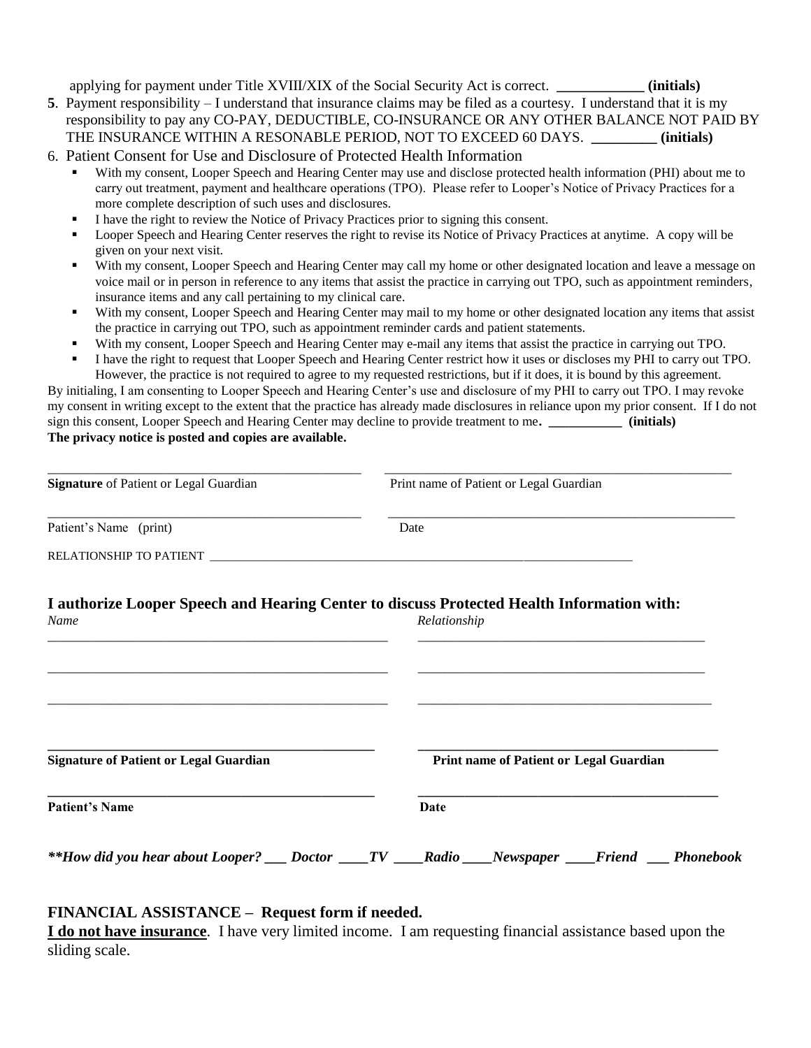applying for payment under Title XVIII/XIX of the Social Security Act is correct. ____________ **(initials)**

**5**. Payment responsibility – I understand that insurance claims may be filed as a courtesy. I understand that it is my responsibility to pay any CO-PAY, DEDUCTIBLE, CO-INSURANCE OR ANY OTHER BALANCE NOT PAID BY THE INSURANCE WITHIN A RESONABLE PERIOD, NOT TO EXCEED 60 DAYS. _________ **(initials)**

6. Patient Consent for Use and Disclosure of Protected Health Information
   - With my consent, Looper Speech and Hearing Center may use and disclose protected health information (PHI) about me to carry out treatment, payment and healthcare operations (TPO). Please refer to Looper's Notice of Privacy Practices for a more complete description of such uses and disclosures.
   - I have the right to review the Notice of Privacy Practices prior to signing this consent.
   - Looper Speech and Hearing Center reserves the right to revise its Notice of Privacy Practices at anytime. A copy will be given on your next visit.
   - With my consent, Looper Speech and Hearing Center may call my home or other designated location and leave a message on voice mail or in person in reference to any items that assist the practice in carrying out TPO, such as appointment reminders, insurance items and any call pertaining to my clinical care.
   - With my consent, Looper Speech and Hearing Center may mail to my home or other designated location any items that assist the practice in carrying out TPO, such as appointment reminder cards and patient statements.
   - With my consent, Looper Speech and Hearing Center may e-mail any items that assist the practice in carrying out TPO.
   - I have the right to request that Looper Speech and Hearing Center restrict how it uses or discloses my PHI to carry out TPO. However, the practice is not required to agree to my requested restrictions, but if it does, it is bound by this agreement.

By initialing, I am consenting to Looper Speech and Hearing Center's use and disclosure of my PHI to carry out TPO. I may revoke my consent in writing except to the extent that the practice has already made disclosures in reliance upon my prior consent. If I do not sign this consent, Looper Speech and Hearing Center may decline to provide treatment to me**.** ___________ **(initials)**

**The privacy notice is posted and copies are available.**

_______________________________________________ _______________________________________________

**Signature** of Patient or Legal Guardian Print name of Patient or Legal Guardian

_______________________________________________ _______________________________________________

Patient's Name (print) Date

RELATIONSHIP TO PATIENT ___________________________________________________________________

### I authorize Looper Speech and Hearing Center to discuss Protected Health Information with:

| *Name* | *Relationship* |
|---|---|
| | |
| | |
| | |

_______________________________________________ _______________________________________________

**Signature of Patient or Legal Guardian** **Print name of Patient or Legal Guardian**

_______________________________________________ _______________________________________________

**Patient's Name** **Date**

***\*\*How did you hear about Looper? ___ Doctor ____TV ____Radio ____Newspaper ____Friend ___ Phonebook***

**FINANCIAL ASSISTANCE – Request form if needed.**

**I do not have insurance**. I have very limited income. I am requesting financial assistance based upon the sliding scale.